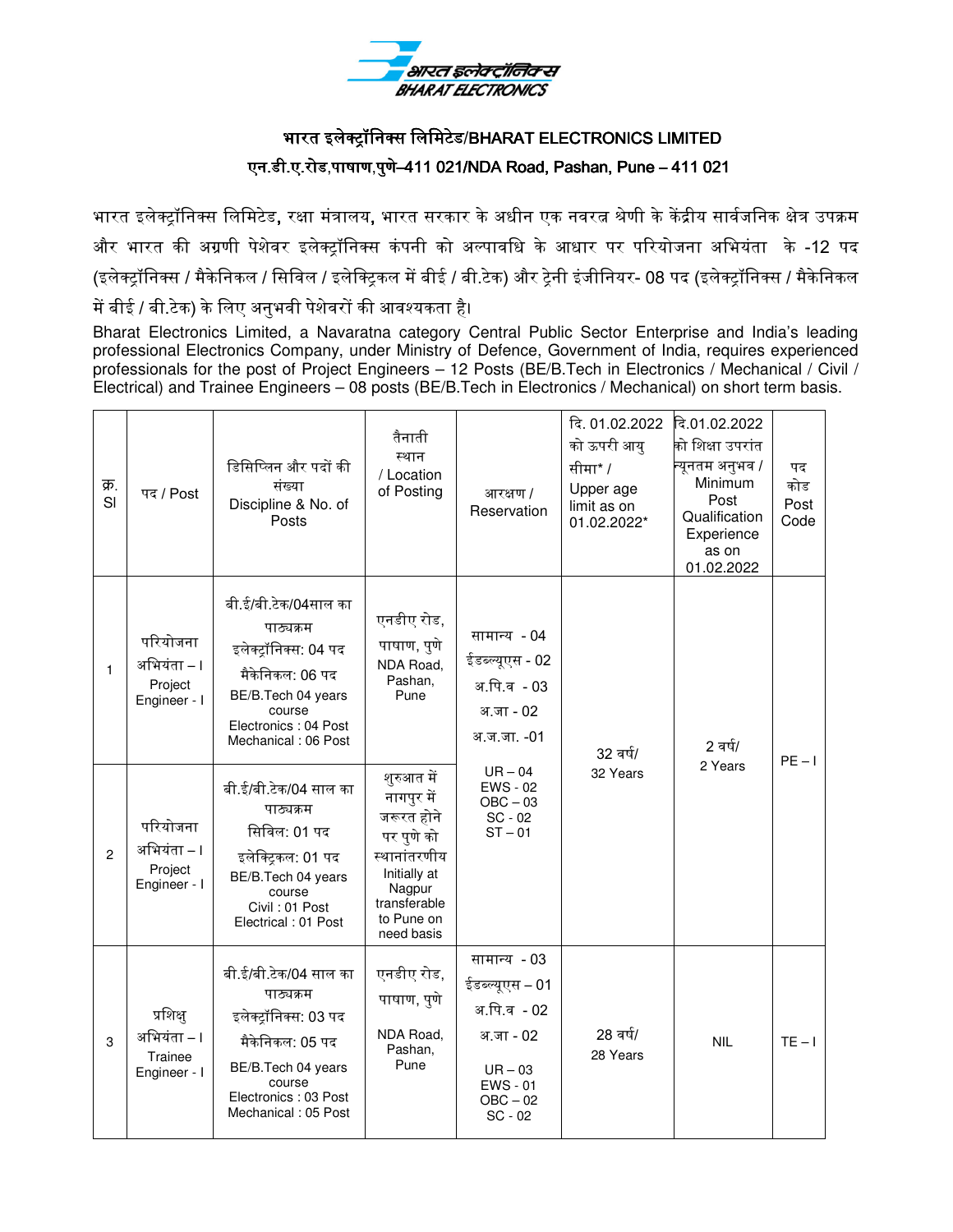# भारत इलेक्ट्रॉनिक्स लिमिटेड/BHARAT ELECTRONICS LIMITED

## एन.डी.ए.रोड,पाषाण,पुणे–411 021/NDA Road, Pashan, Pune – 411 021

भारत इलेक्ट्रॉनिक्स लिमिटेड, रक्षा मंत्रालय, भारत सरकार के अधीन एक नवरत्न श्रेणी के केंद्रीय सार्वजनिक क्षेत्र उपक्रम और भारत की अग्रणी पेशेवर इलेक्ट्रॉनिक्स कंपनी को अल्पावधि के आधार पर परियोजना अभियंता के -12 पद (इलेक्ट्रॉनिक्स / मैकेनिकल / सिविल / इलेक्ट्रिकल में बीई / बी.टेक) और ट्रेनी इंजीनियर- 08 पद (इलेक्ट्रॉनिक्स / मैकेनिकल में बीई / बी.टेक) के लिए अनुभवी पेशेवरों की आवश्यकता है।

Bharat Electronics Limited, a Navaratna category Central Public Sector Enterprise and India's leading professional Electronics Company, under Ministry of Defence, Government of India, requires experienced professionals for the post of Project Engineers – 12 Posts (BE/B.Tech in Electronics / Mechanical / Civil / Electrical) and Trainee Engineers – 08 posts (BE/B.Tech in Electronics / Mechanical) on short term basis.

| क्र. Sl | पद / Post | डिसिप्लिन और पदों की संख्या Discipline & No. of Posts | तैनाती स्थान / Location of Posting | आरक्षण / Reservation | दि. 01.02.2022 को ऊपरी आयु सीमा* / Upper age limit as on 01.02.2022* | दि.01.02.2022 को शिक्षा उपरांत न्यूनतम अनुभव / Minimum Post Qualification Experience as on 01.02.2022 | पद कोड Post Code |
|---|---|---|---|---|---|---|---|
| 1 | परियोजना अभियंता – I Project Engineer - I | बी.ई/बी.टेक/04साल का पाठ्यक्रम इलेक्ट्रॉनिक्स: 04 पद मैकेनिकल: 06 पद BE/B.Tech 04 years course Electronics : 04 Post Mechanical : 06 Post | एनडीए रोड, पाषाण, पुणे NDA Road, Pashan, Pune | सामान्य - 04 ईडब्ल्यूएस - 02 अ.पि.व - 03 अ.जा - 02 अ.ज.जा. -01 UR – 04 EWS - 02 OBC – 03 SC - 02 ST – 01 | 32 वर्ष/ 32 Years | 2 वर्ष/ 2 Years | PE – I |
| 2 | परियोजना अभियंता – I Project Engineer - I | बी.ई/बी.टेक/04 साल का पाठ्यक्रम सिविल: 01 पद इलेक्ट्रिकल: 01 पद BE/B.Tech 04 years course Civil : 01 Post Electrical : 01 Post | शुरुआत में नागपुर में जरूरत होने पर पुणे को स्थानांतरणीय Initially at Nagpur transferable to Pune on need basis | | | | |
| 3 | प्रशिक्षु अभियंता – I Trainee Engineer - I | बी.ई/बी.टेक/04 साल का पाठ्यक्रम इलेक्ट्रॉनिक्स: 03 पद मैकेनिकल: 05 पद BE/B.Tech 04 years course Electronics : 03 Post Mechanical : 05 Post | एनडीए रोड, पाषाण, पुणे NDA Road, Pashan, Pune | सामान्य - 03 ईडब्ल्यूएस – 01 अ.पि.व - 02 अ.जा - 02 UR – 03 EWS - 01 OBC – 02 SC - 02 | 28 वर्ष/ 28 Years | NIL | TE – I |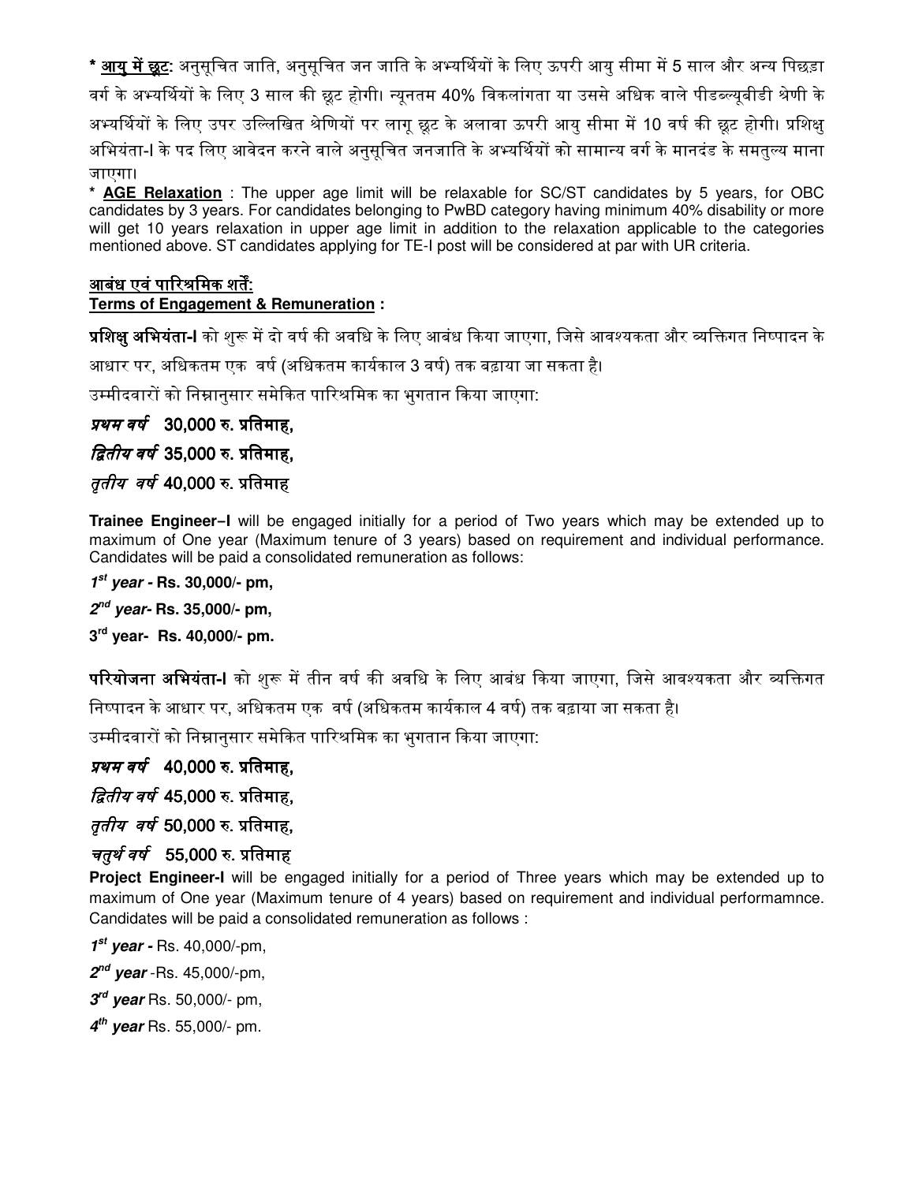***आयु में छूट:*** अनुसूचित जाति, अनुसूचित जन जाति के अभ्यर्थियों के लिए ऊपरी आयु सीमा में 5 साल और अन्य पिछड़ा वर्ग के अभ्यर्थियों के लिए 3 साल की छूट होगी। न्यूनतम 40% विकलांगता या उससे अधिक वाले पीडब्ल्यूबीडी श्रेणी के अभ्यर्थियों के लिए उपर उल्लिखित श्रेणियों पर लागू छूट के अलावा ऊपरी आयु सीमा में 10 वर्ष की छूट होगी। प्रशिक्षु अभियंता-I के पद लिए आवेदन करने वाले अनुसूचित जनजाति के अभ्यर्थियों को सामान्य वर्ग के मानदंड के समतुल्य माना जाएगा।

* **AGE Relaxation** : The upper age limit will be relaxable for SC/ST candidates by 5 years, for OBC candidates by 3 years. For candidates belonging to PwBD category having minimum 40% disability or more will get 10 years relaxation in upper age limit in addition to the relaxation applicable to the categories mentioned above. ST candidates applying for TE-I post will be considered at par with UR criteria.

**आबंध एवं पारिश्रमिक शर्तें:**
**Terms of Engagement & Remuneration :**

**प्रशिक्षु अभियंता-I** को शुरू में दो वर्ष की अवधि के लिए आबंध किया जाएगा, जिसे आवश्यकता और व्यक्तिगत निष्पादन के आधार पर, अधिकतम एक वर्ष (अधिकतम कार्यकाल 3 वर्ष) तक बढ़ाया जा सकता है।

उम्मीदवारों को निम्नानुसार समेकित पारिश्रमिक का भुगतान किया जाएगा:

***प्रथम वर्ष*** **30,000 रु. प्रतिमाह,**

***द्वितीय वर्ष*** **35,000 रु. प्रतिमाह,**

***तृतीय वर्ष*** **40,000 रु. प्रतिमाह**

**Trainee Engineer–I** will be engaged initially for a period of Two years which may be extended up to maximum of One year (Maximum tenure of 3 years) based on requirement and individual performance. Candidates will be paid a consolidated remuneration as follows:

***1st year* - Rs. 30,000/- pm,**

***2nd year*- Rs. 35,000/- pm,**

**3rd year- Rs. 40,000/- pm.**

**परियोजना अभियंता-I** को शुरू में तीन वर्ष की अवधि के लिए आबंध किया जाएगा, जिसे आवश्यकता और व्यक्तिगत निष्पादन के आधार पर, अधिकतम एक वर्ष (अधिकतम कार्यकाल 4 वर्ष) तक बढ़ाया जा सकता है।

उम्मीदवारों को निम्नानुसार समेकित पारिश्रमिक का भुगतान किया जाएगा:

***प्रथम वर्ष*** **40,000 रु. प्रतिमाह,**

***द्वितीय वर्ष*** **45,000 रु. प्रतिमाह,**

***तृतीय वर्ष*** **50,000 रु. प्रतिमाह,**

***चतुर्थ वर्ष*** **55,000 रु. प्रतिमाह**

**Project Engineer-I** will be engaged initially for a period of Three years which may be extended up to maximum of One year (Maximum tenure of 4 years) based on requirement and individual performamnce. Candidates will be paid a consolidated remuneration as follows :

***1st year* -** Rs. 40,000/-pm,

***2nd year*** -Rs. 45,000/-pm,

***3rd year*** Rs. 50,000/- pm,

***4th year*** Rs. 55,000/- pm.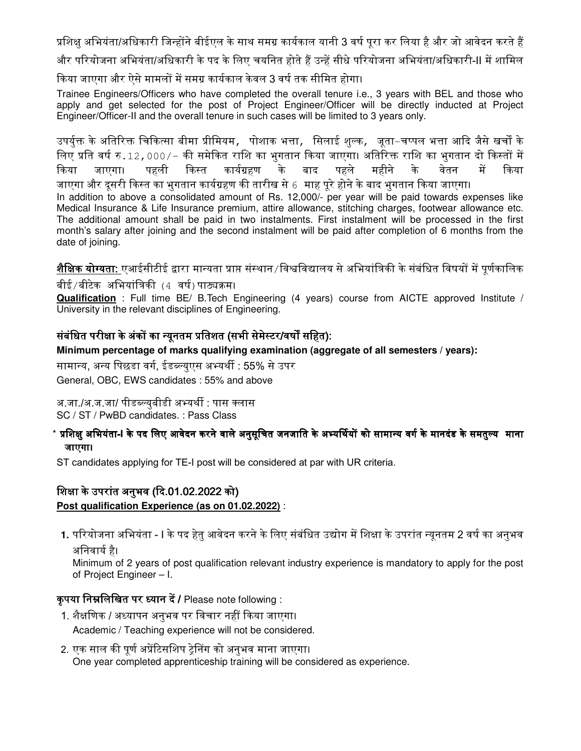प्रशिक्षु अभियंता/अधिकारी जिन्होंने बीईएल के साथ समग्र कार्यकाल यानी 3 वर्ष पूरा कर लिया है और जो आवेदन करते हैं और परियोजना अभियंता/अधिकारी के पद के लिए चयनित होते हैं उन्हें सीधे परियोजना अभियंता/अधिकारी-II में शामिल किया जाएगा और ऐसे मामलों में समग्र कार्यकाल केवल 3 वर्ष तक सीमित होगा।

Trainee Engineers/Officers who have completed the overall tenure i.e., 3 years with BEL and those who apply and get selected for the post of Project Engineer/Officer will be directly inducted at Project Engineer/Officer-II and the overall tenure in such cases will be limited to 3 years only.

उपर्युक्त के अतिरिक्त चिकित्सा बीमा प्रीमियम, पोशाक भत्ता, सिलाई शुल्क, जूता-चप्पल भत्ता आदि जैसे खर्चों के लिए प्रति वर्ष रु.12,000/- की समेकित राशि का भुगतान किया जाएगा। अतिरिक्त राशि का भुगतान दो किस्तों में किया जाएगा। पहली किस्त कार्यग्रहण के बाद पहले महीने के वेतन में किया जाएगा और दूसरी किस्त का भुगतान कार्यग्रहण की तारीख से 6 माह पूरे होने के बाद भुगतान किया जाएगा।

In addition to above a consolidated amount of Rs. 12,000/- per year will be paid towards expenses like Medical Insurance & Life Insurance premium, attire allowance, stitching charges, footwear allowance etc. The additional amount shall be paid in two instalments. First instalment will be processed in the first month's salary after joining and the second instalment will be paid after completion of 6 months from the date of joining.

**शैक्षिक योग्यता:** एआईसीटीई द्वारा मान्यता प्राप्त संस्थान/विश्वविद्यालय से अभियांत्रिकी के संबंधित विषयों में पूर्णकालिक बीई/बीटेक अभियांत्रिकी (4 वर्ष) पाठ्यक्रम।

**Qualification** : Full time BE/ B.Tech Engineering (4 years) course from AICTE approved Institute / University in the relevant disciplines of Engineering.

**संबंधित परीक्षा के अंकों का न्यूनतम प्रतिशत (सभी सेमेस्टर/वर्षों सहित):**

**Minimum percentage of marks qualifying examination (aggregate of all semesters / years):**

सामान्य, अन्य पिछडा वर्ग, ईडब्ल्युएस अभ्यर्थी : 55% से उपर

General, OBC, EWS candidates : 55% and above

अ.जा./अ.ज.जा/ पीडब्ल्युबीडी अभ्यर्थी : पास क्लास

SC / ST / PwBD candidates. : Pass Class

* **प्रशिक्षु अभियंता-I के पद लिए आवेदन करने वाले अनुसूचित जनजाति के अभ्यर्थियों को सामान्य वर्ग के मानदंड के समतुल्य माना जाएगा।**

ST candidates applying for TE-I post will be considered at par with UR criteria.

**शिक्षा के उपरांत अनुभव (दि.01.02.2022 को)**

**Post qualification Experience (as on 01.02.2022)** :

1. परियोजना अभियंता - I के पद हेतु आवेदन करने के लिए संबंधित उद्योग में शिक्षा के उपरांत न्यूनतम 2 वर्ष का अनुभव अनिवार्य है।
   Minimum of 2 years of post qualification relevant industry experience is mandatory to apply for the post of Project Engineer – I.

**कृपया निम्नलिखित पर ध्यान दें /** Please note following :

1. शैक्षणिक / अध्यापन अनुभव पर विचार नहीं किया जाएगा।
   Academic / Teaching experience will not be considered.
2. एक साल की पूर्ण अप्रेंटिसशिप ट्रेनिंग को अनुभव माना जाएगा।
   One year completed apprenticeship training will be considered as experience.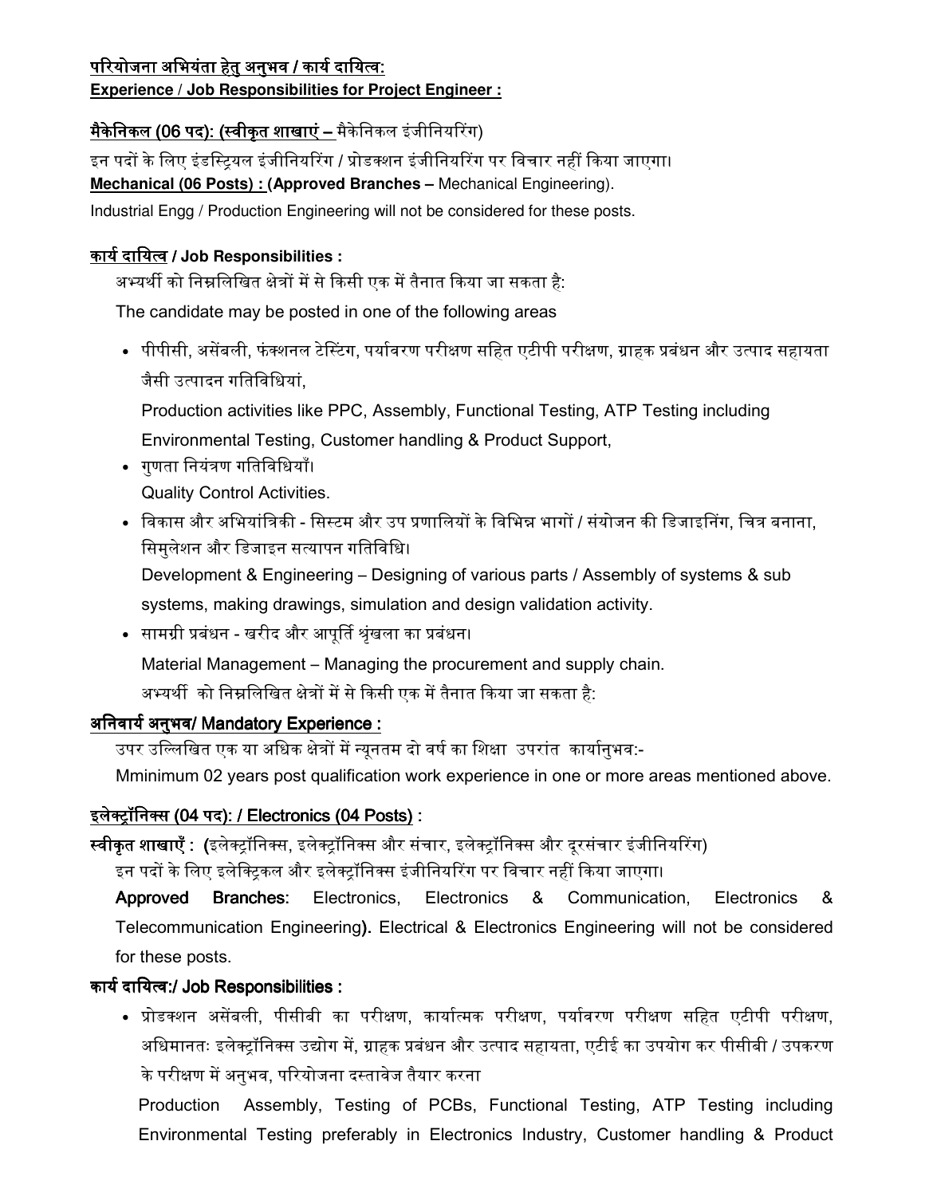**परियोजना अभियंता हेतु अनुभव / कार्य दायित्व:**
**Experience / Job Responsibilities for Project Engineer :**

**मैकेनिकल (06 पद): (स्वीकृत शाखाएं –** मैकेनिकल इंजीनियरिंग)

इन पदों के लिए इंडस्ट्रियल इंजीनियरिंग / प्रोडक्शन इंजीनियरिंग पर विचार नहीं किया जाएगा।

**Mechanical (06 Posts) : (Approved Branches –** Mechanical Engineering).

Industrial Engg / Production Engineering will not be considered for these posts.

**कार्य दायित्व / Job Responsibilities :**

अभ्यर्थी को निम्नलिखित क्षेत्रों में से किसी एक में तैनात किया जा सकता है:

The candidate may be posted in one of the following areas

- पीपीसी, असेंबली, फंक्शनल टेस्टिंग, पर्यावरण परीक्षण सहित एटीपी परीक्षण, ग्राहक प्रबंधन और उत्पाद सहायता जैसी उत्पादन गतिविधियां,

  Production activities like PPC, Assembly, Functional Testing, ATP Testing including Environmental Testing, Customer handling & Product Support,
- गुणता नियंत्रण गतिविधियाँ।

  Quality Control Activities.
- विकास और अभियांत्रिकी - सिस्टम और उप प्रणालियों के विभिन्न भागों / संयोजन की डिजाइनिंग, चित्र बनाना, सिमुलेशन और डिजाइन सत्यापन गतिविधि।

  Development & Engineering – Designing of various parts / Assembly of systems & sub systems, making drawings, simulation and design validation activity.
- सामग्री प्रबंधन - खरीद और आपूर्ति श्रृंखला का प्रबंधन।

  Material Management – Managing the procurement and supply chain.

  अभ्यर्थी को निम्नलिखित क्षेत्रों में से किसी एक में तैनात किया जा सकता है:

**अनिवार्य अनुभव/ Mandatory Experience :**

उपर उल्लिखित एक या अधिक क्षेत्रों में न्यूनतम दो वर्ष का शिक्षा उपरांत कार्यानुभव:-

Mminimum 02 years post qualification work experience in one or more areas mentioned above.

**इलेक्ट्रॉनिक्स (04 पद): / Electronics (04 Posts) :**

**स्वीकृत शाखाएँ : (**इलेक्ट्रॉनिक्स, इलेक्ट्रॉनिक्स और संचार, इलेक्ट्रॉनिक्स और दूरसंचार इंजीनियरिंग)

इन पदों के लिए इलेक्ट्रिकल और इलेक्ट्रॉनिक्स इंजीनियरिंग पर विचार नहीं किया जाएगा।

**Approved Branches:** Electronics, Electronics & Communication, Electronics & Telecommunication Engineering**).** Electrical & Electronics Engineering will not be considered for these posts.

**कार्य दायित्व:/ Job Responsibilities :**

- प्रोडक्शन असेंबली, पीसीबी का परीक्षण, कार्यात्मक परीक्षण, पर्यावरण परीक्षण सहित एटीपी परीक्षण, अधिमानतः इलेक्ट्रॉनिक्स उद्योग में, ग्राहक प्रबंधन और उत्पाद सहायता, एटीई का उपयोग कर पीसीबी / उपकरण के परीक्षण में अनुभव, परियोजना दस्तावेज तैयार करना

  Production Assembly, Testing of PCBs, Functional Testing, ATP Testing including Environmental Testing preferably in Electronics Industry, Customer handling & Product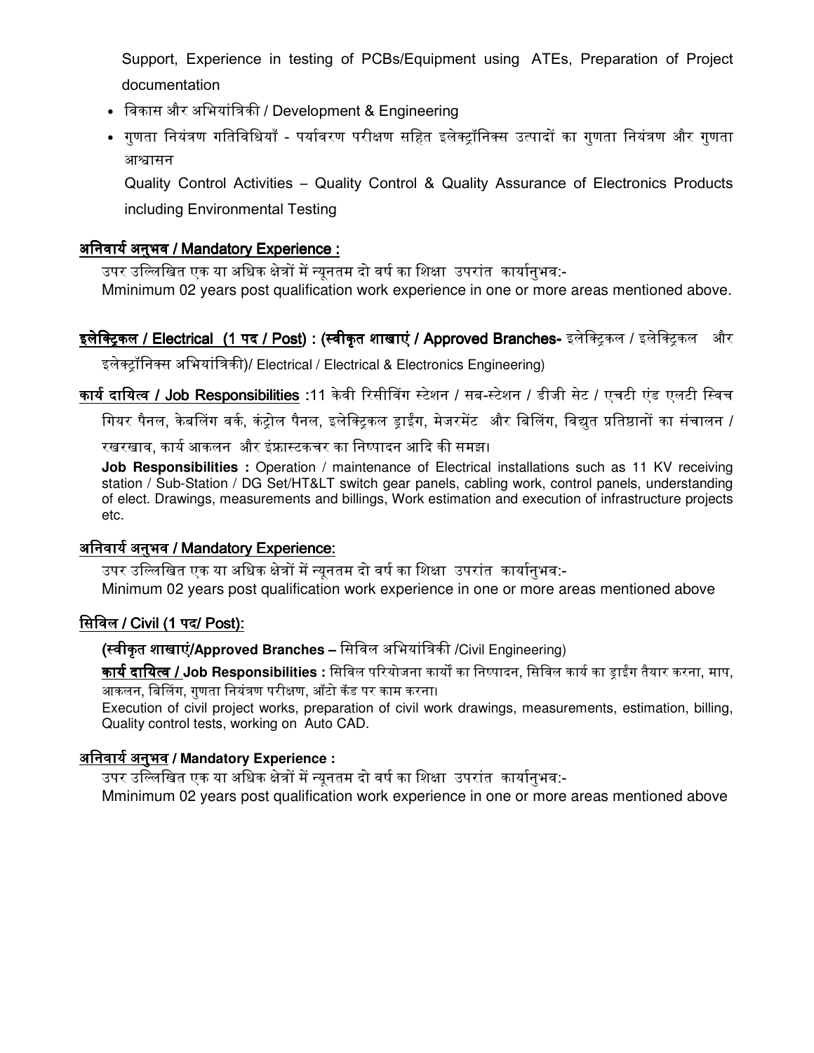Support, Experience in testing of PCBs/Equipment using ATEs, Preparation of Project documentation

- विकास और अभियांत्रिकी / Development & Engineering
- गुणता नियंत्रण गतिविधियाँ - पर्यावरण परीक्षण सहित इलेक्ट्रॉनिक्स उत्पादों का गुणता नियंत्रण और गुणता आश्वासन

  Quality Control Activities – Quality Control & Quality Assurance of Electronics Products including Environmental Testing

**अनिवार्य अनुभव / Mandatory Experience :**

उपर उल्लिखित एक या अधिक क्षेत्रों में न्यूनतम दो वर्ष का शिक्षा उपरांत कार्यानुभव:-
Mminimum 02 years post qualification work experience in one or more areas mentioned above.

**इलेक्ट्रिकल / Electrical (1 पद / Post) : (स्वीकृत शाखाएं / Approved Branches-** इलेक्ट्रिकल / इलेक्ट्रिकल और इलेक्ट्रॉनिक्स अभियांत्रिकी)/ Electrical / Electrical & Electronics Engineering)

**कार्य दायित्व / Job Responsibilities** :11 केवी रिसीविंग स्टेशन / सब-स्टेशन / डीजी सेट / एचटी एंड एलटी स्विच गियर पैनल, केबलिंग वर्क, कंट्रोल पैनल, इलेक्ट्रिकल ड्राईंग, मेजरमेंट और बिलिंग, विद्युत प्रतिष्ठानों का संचालन / रखरखाव, कार्य आकलन और इंफ्रास्टकचर का निष्पादन आदि की समझ।

**Job Responsibilities :** Operation / maintenance of Electrical installations such as 11 KV receiving station / Sub-Station / DG Set/HT&LT switch gear panels, cabling work, control panels, understanding of elect. Drawings, measurements and billings, Work estimation and execution of infrastructure projects etc.

**अनिवार्य अनुभव / Mandatory Experience:**

उपर उल्लिखित एक या अधिक क्षेत्रों में न्यूनतम दो वर्ष का शिक्षा उपरांत कार्यानुभव:-
Minimum 02 years post qualification work experience in one or more areas mentioned above

**सिविल / Civil (1 पद/ Post):**

**(स्वीकृत शाखाएं/Approved Branches –** सिविल अभियांत्रिकी /Civil Engineering)

**कार्य दायित्व / Job Responsibilities :** सिविल परियोजना कार्यों का निष्पादन, सिविल कार्य का ड्राईंग तैयार करना, माप, आकलन, बिलिंग, गुणता नियंत्रण परीक्षण, ऑटो कॅड पर काम करना।
Execution of civil project works, preparation of civil work drawings, measurements, estimation, billing, Quality control tests, working on Auto CAD.

**अनिवार्य अनुभव / Mandatory Experience :**

उपर उल्लिखित एक या अधिक क्षेत्रों में न्यूनतम दो वर्ष का शिक्षा उपरांत कार्यानुभव:-
Mminimum 02 years post qualification work experience in one or more areas mentioned above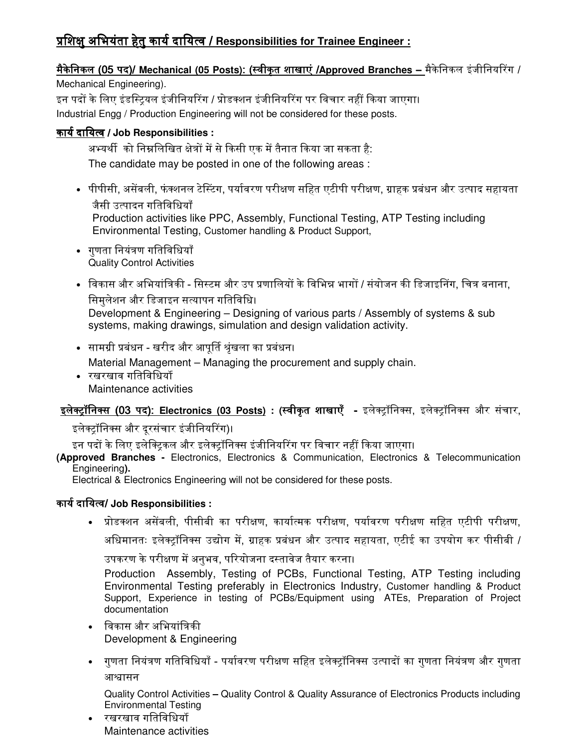## प्रशिक्षु अभियंता हेतु कार्य दायित्व / Responsibilities for Trainee Engineer :

**मैकेनिकल (05 पद)/ Mechanical (05 Posts): (स्वीकृत शाखाएं /Approved Branches –** मैकेनिकल इंजीनियरिंग / Mechanical Engineering).

इन पदों के लिए इंडस्ट्रियल इंजीनियरिंग / प्रोडक्शन इंजीनियरिंग पर विचार नहीं किया जाएगा।

Industrial Engg / Production Engineering will not be considered for these posts.

**कार्य दायित्व / Job Responsibilities :**

अभ्यर्थी को निम्नलिखित क्षेत्रों में से किसी एक में तैनात किया जा सकता है:

The candidate may be posted in one of the following areas :

- पीपीसी, असेंबली, फंक्शनल टेस्टिंग, पर्यावरण परीक्षण सहित एटीपी परीक्षण, ग्राहक प्रबंधन और उत्पाद सहायता जैसी उत्पादन गतिविधियाँ
  Production activities like PPC, Assembly, Functional Testing, ATP Testing including Environmental Testing, Customer handling & Product Support,
- गुणता नियंत्रण गतिविधियाँ
  Quality Control Activities
- विकास और अभियांत्रिकी - सिस्टम और उप प्रणालियों के विभिन्न भागों / संयोजन की डिजाइनिंग, चित्र बनाना, सिमुलेशन और डिजाइन सत्यापन गतिविधि।
  Development & Engineering – Designing of various parts / Assembly of systems & sub systems, making drawings, simulation and design validation activity.
- सामग्री प्रबंधन - खरीद और आपूर्ति श्रृंखला का प्रबंधन।
  Material Management – Managing the procurement and supply chain.
- रखरखाव गतिविधियाँ
  Maintenance activities

**इलेक्ट्रॉनिक्स (03 पद): Electronics (03 Posts) : (स्वीकृत शाखाएँ -** इलेक्ट्रॉनिक्स, इलेक्ट्रॉनिक्स और संचार, इलेक्ट्रॉनिक्स और दूरसंचार इंजीनियरिंग)।

इन पदों के लिए इलेक्ट्रिकल और इलेक्ट्रॉनिक्स इंजीनियरिंग पर विचार नहीं किया जाएगा।

**(Approved Branches -** Electronics, Electronics & Communication, Electronics & Telecommunication Engineering**).**

Electrical & Electronics Engineering will not be considered for these posts.

**कार्य दायित्व/ Job Responsibilities :**

- प्रोडक्शन असेंबली, पीसीबी का परीक्षण, कार्यात्मक परीक्षण, पर्यावरण परीक्षण सहित एटीपी परीक्षण, अधिमानतः इलेक्ट्रॉनिक्स उद्योग में, ग्राहक प्रबंधन और उत्पाद सहायता, एटीई का उपयोग कर पीसीबी / उपकरण के परीक्षण में अनुभव, परियोजना दस्तावेज तैयार करना।
  Production Assembly, Testing of PCBs, Functional Testing, ATP Testing including Environmental Testing preferably in Electronics Industry, Customer handling & Product Support, Experience in testing of PCBs/Equipment using ATEs, Preparation of Project documentation
- विकास और अभियांत्रिकी
  Development & Engineering
- गुणता नियंत्रण गतिविधियाँ - पर्यावरण परीक्षण सहित इलेक्ट्रॉनिक्स उत्पादों का गुणता नियंत्रण और गुणता आश्वासन
  Quality Control Activities – Quality Control & Quality Assurance of Electronics Products including Environmental Testing
- रखरखाव गतिविधियाँ
  Maintenance activities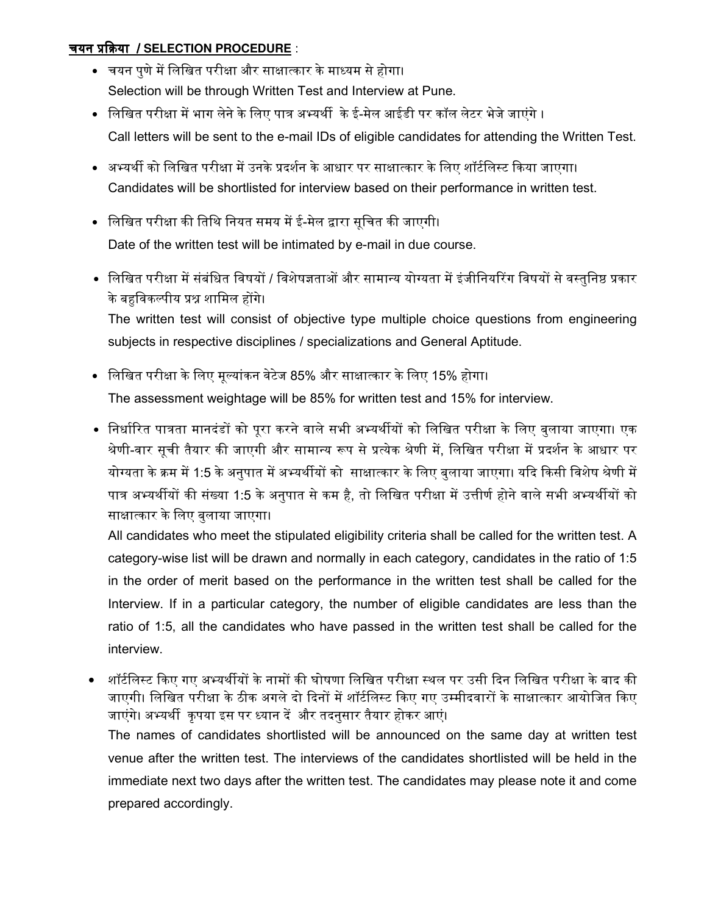**चयन प्रक्रिया / SELECTION PROCEDURE** :

- चयन पुणे में लिखित परीक्षा और साक्षात्कार के माध्यम से होगा।
  Selection will be through Written Test and Interview at Pune.
- लिखित परीक्षा में भाग लेने के लिए पात्र अभ्यर्थी के ई-मेल आईडी पर कॉल लेटर भेजे जाएंगे ।
  Call letters will be sent to the e-mail IDs of eligible candidates for attending the Written Test.
- अभ्यर्थी को लिखित परीक्षा में उनके प्रदर्शन के आधार पर साक्षात्कार के लिए शॉर्टलिस्ट किया जाएगा।
  Candidates will be shortlisted for interview based on their performance in written test.
- लिखित परीक्षा की तिथि नियत समय में ई-मेल द्वारा सूचित की जाएगी।
  Date of the written test will be intimated by e-mail in due course.
- लिखित परीक्षा में संबंधित विषयों / विशेषज्ञताओं और सामान्य योग्यता में इंजीनियरिंग विषयों से वस्तुनिष्ठ प्रकार के बहुविकल्पीय प्रश्न शामिल होंगे।
  The written test will consist of objective type multiple choice questions from engineering subjects in respective disciplines / specializations and General Aptitude.
- लिखित परीक्षा के लिए मूल्यांकन वेटेज 85% और साक्षात्कार के लिए 15% होगा।
  The assessment weightage will be 85% for written test and 15% for interview.
- निर्धारित पात्रता मानदंडों को पूरा करने वाले सभी अभ्यर्थीयों को लिखित परीक्षा के लिए बुलाया जाएगा। एक श्रेणी-वार सूची तैयार की जाएगी और सामान्य रूप से प्रत्येक श्रेणी में, लिखित परीक्षा में प्रदर्शन के आधार पर योग्यता के क्रम में 1:5 के अनुपात में अभ्यर्थीयों को साक्षात्कार के लिए बुलाया जाएगा। यदि किसी विशेष श्रेणी में पात्र अभ्यर्थीयों की संख्या 1:5 के अनुपात से कम है, तो लिखित परीक्षा में उत्तीर्ण होने वाले सभी अभ्यर्थीयों को साक्षात्कार के लिए बुलाया जाएगा।
  All candidates who meet the stipulated eligibility criteria shall be called for the written test. A category-wise list will be drawn and normally in each category, candidates in the ratio of 1:5 in the order of merit based on the performance in the written test shall be called for the Interview. If in a particular category, the number of eligible candidates are less than the ratio of 1:5, all the candidates who have passed in the written test shall be called for the interview.
- शॉर्टलिस्ट किए गए अभ्यर्थीयों के नामों की घोषणा लिखित परीक्षा स्थल पर उसी दिन लिखित परीक्षा के बाद की जाएगी। लिखित परीक्षा के ठीक अगले दो दिनों में शॉर्टलिस्ट किए गए उम्मीदवारों के साक्षात्कार आयोजित किए जाएंगे। अभ्यर्थी कृपया इस पर ध्यान दें और तदनुसार तैयार होकर आएं।
  The names of candidates shortlisted will be announced on the same day at written test venue after the written test. The interviews of the candidates shortlisted will be held in the immediate next two days after the written test. The candidates may please note it and come prepared accordingly.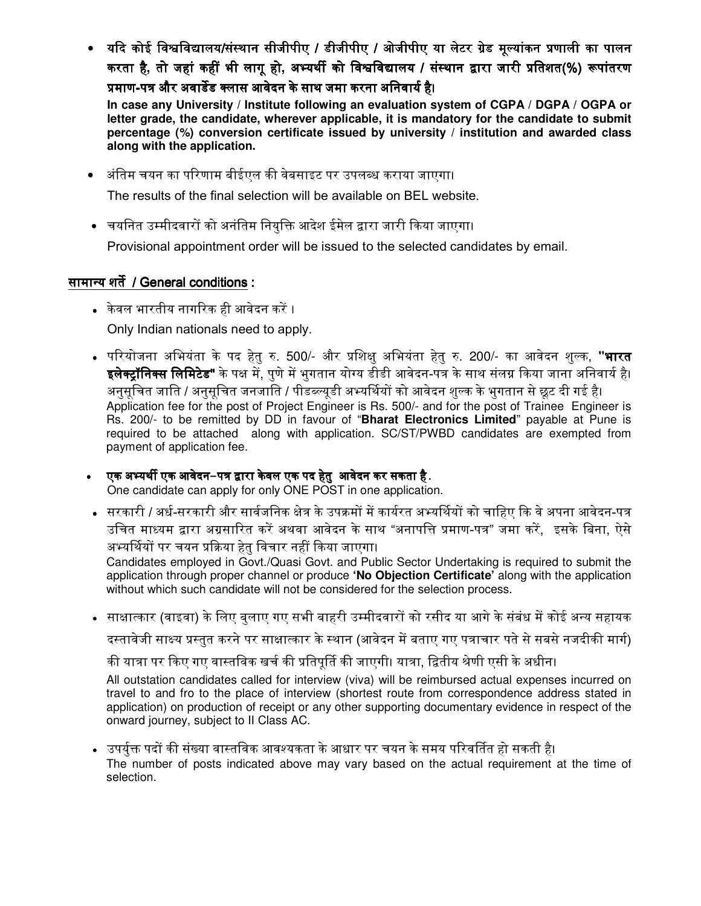- **यदि कोई विश्वविद्यालय/संस्थान सीजीपीए / डीजीपीए / ओजीपीए या लेटर ग्रेड मूल्यांकन प्रणाली का पालन करता है, तो जहां कहीं भी लागू हो, अभ्यर्थी को विश्वविद्यालय / संस्थान द्वारा जारी प्रतिशत(%) रूपांतरण प्रमाण-पत्र और अवार्डेड क्लास आवेदन के साथ जमा करना अनिवार्य है।**
  **In case any University / Institute following an evaluation system of CGPA / DGPA / OGPA or letter grade, the candidate, wherever applicable, it is mandatory for the candidate to submit percentage (%) conversion certificate issued by university / institution and awarded class along with the application.**

- अंतिम चयन का परिणाम बीईएल की वेबसाइट पर उपलब्ध कराया जाएगा।
  The results of the final selection will be available on BEL website.

- चयनित उम्मीदवारों को अनंतिम नियुक्ति आदेश ईमेल द्वारा जारी किया जाएगा।
  Provisional appointment order will be issued to the selected candidates by email.

## सामान्य शर्तें / General conditions :

- केवल भारतीय नागरिक ही आवेदन करें ।
  Only Indian nationals need to apply.

- परियोजना अभियंता के पद हेतु रु. 500/- और प्रशिक्षु अभियंता हेतु रु. 200/- का आवेदन शुल्क, **"भारत इलेक्ट्रॉनिक्स लिमिटेड"** के पक्ष में, पुणे में भुगतान योग्य डीडी आवेदन-पत्र के साथ संलग्न किया जाना अनिवार्य है। अनुसूचित जाति / अनुसूचित जनजाति / पीडब्ल्यूडी अभ्यर्थियों को आवेदन शुल्क के भुगतान से छूट दी गई है।
  Application fee for the post of Project Engineer is Rs. 500/- and for the post of Trainee Engineer is Rs. 200/- to be remitted by DD in favour of "**Bharat Electronics Limited**" payable at Pune is required to be attached along with application. SC/ST/PWBD candidates are exempted from payment of application fee.

- **एक अभ्यर्थी एक आवेदन–पत्र द्वारा केवल एक पद हेतु आवेदन कर सकता है.**
  One candidate can apply for only ONE POST in one application.

- सरकारी / अर्ध-सरकारी और सार्वजनिक क्षेत्र के उपक्रमों में कार्यरत अभ्यर्थियों को चाहिए कि वे अपना आवेदन-पत्र उचित माध्यम द्वारा अग्रसारित करें अथवा आवेदन के साथ "अनापत्ति प्रमाण-पत्र" जमा करें, इसके बिना, ऐसे अभ्यर्थियों पर चयन प्रक्रिया हेतु विचार नहीं किया जाएगा।
  Candidates employed in Govt./Quasi Govt. and Public Sector Undertaking is required to submit the application through proper channel or produce **'No Objection Certificate'** along with the application without which such candidate will not be considered for the selection process.

- साक्षात्कार (वाइवा) के लिए बुलाए गए सभी बाहरी उम्मीदवारों को रसीद या आगे के संबंध में कोई अन्य सहायक दस्तावेजी साक्ष्य प्रस्तुत करने पर साक्षात्कार के स्थान (आवेदन में बताए गए पत्राचार पते से सबसे नजदीकी मार्ग) की यात्रा पर किए गए वास्तविक खर्च की प्रतिपूर्ति की जाएगी। यात्रा, द्वितीय श्रेणी एसी के अधीन।
  All outstation candidates called for interview (viva) will be reimbursed actual expenses incurred on travel to and fro to the place of interview (shortest route from correspondence address stated in application) on production of receipt or any other supporting documentary evidence in respect of the onward journey, subject to II Class AC.

- उपर्युक्त पदों की संख्या वास्तविक आवश्यकता के आधार पर चयन के समय परिवर्तित हो सकती है।
  The number of posts indicated above may vary based on the actual requirement at the time of selection.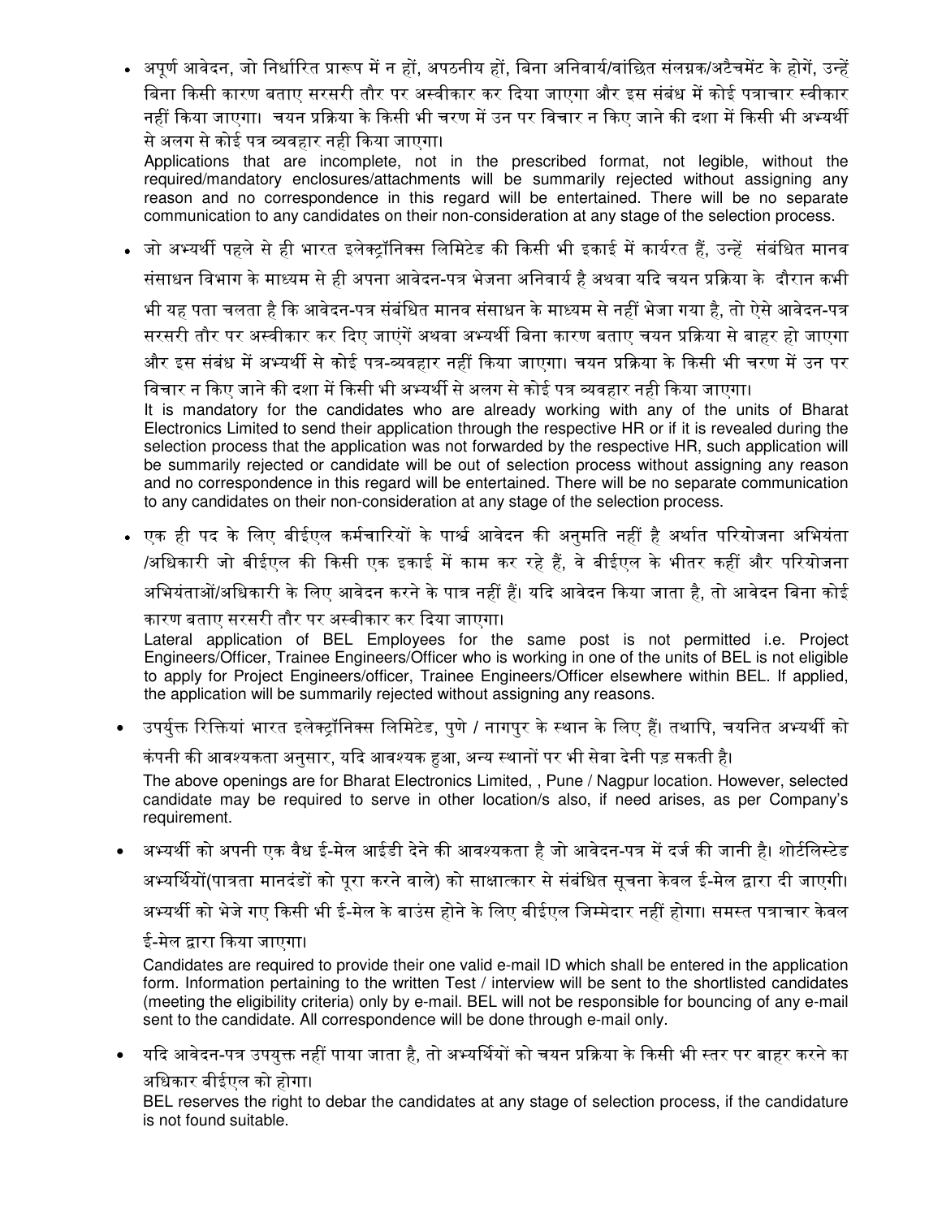- अपूर्ण आवेदन, जो निर्धारित प्रारूप में न हों, अपठनीय हों, बिना अनिवार्य/वांछित संलग्नक/अटैचमेंट के होगें, उन्हें बिना किसी कारण बताए सरसरी तौर पर अस्वीकार कर दिया जाएगा और इस संबंध में कोई पत्राचार स्वीकार नहीं किया जाएगा। चयन प्रक्रिया के किसी भी चरण में उन पर विचार न किए जाने की दशा में किसी भी अभ्यर्थी से अलग से कोई पत्र व्यवहार नही किया जाएगा।
  Applications that are incomplete, not in the prescribed format, not legible, without the required/mandatory enclosures/attachments will be summarily rejected without assigning any reason and no correspondence in this regard will be entertained. There will be no separate communication to any candidates on their non-consideration at any stage of the selection process.

- जो अभ्यर्थी पहले से ही भारत इलेक्ट्रॉनिक्स लिमिटेड की किसी भी इकाई में कार्यरत हैं, उन्हें संबंधित मानव संसाधन विभाग के माध्यम से ही अपना आवेदन-पत्र भेजना अनिवार्य है अथवा यदि चयन प्रक्रिया के दौरान कभी भी यह पता चलता है कि आवेदन-पत्र संबंधित मानव संसाधन के माध्यम से नहीं भेजा गया है, तो ऐसे आवेदन-पत्र सरसरी तौर पर अस्वीकार कर दिए जाएंगें अथवा अभ्यर्थी बिना कारण बताए चयन प्रक्रिया से बाहर हो जाएगा और इस संबंध में अभ्यर्थी से कोई पत्र-व्यवहार नहीं किया जाएगा। चयन प्रक्रिया के किसी भी चरण में उन पर विचार न किए जाने की दशा में किसी भी अभ्यर्थी से अलग से कोई पत्र व्यवहार नही किया जाएगा।
  It is mandatory for the candidates who are already working with any of the units of Bharat Electronics Limited to send their application through the respective HR or if it is revealed during the selection process that the application was not forwarded by the respective HR, such application will be summarily rejected or candidate will be out of selection process without assigning any reason and no correspondence in this regard will be entertained. There will be no separate communication to any candidates on their non-consideration at any stage of the selection process.

- एक ही पद के लिए बीईएल कर्मचारियों के पार्श्व आवेदन की अनुमति नहीं है अर्थात परियोजना अभियंता /अधिकारी जो बीईएल की किसी एक इकाई में काम कर रहे हैं, वे बीईएल के भीतर कहीं और परियोजना अभियंताओं/अधिकारी के लिए आवेदन करने के पात्र नहीं हैं। यदि आवेदन किया जाता है, तो आवेदन बिना कोई कारण बताए सरसरी तौर पर अस्वीकार कर दिया जाएगा।
  Lateral application of BEL Employees for the same post is not permitted i.e. Project Engineers/Officer, Trainee Engineers/Officer who is working in one of the units of BEL is not eligible to apply for Project Engineers/officer, Trainee Engineers/Officer elsewhere within BEL. If applied, the application will be summarily rejected without assigning any reasons.

- उपर्युक्त रिक्तियां भारत इलेक्ट्रॉनिक्स लिमिटेड, पुणे / नागपुर के स्थान के लिए हैं। तथापि, चयनित अभ्यर्थी को कंपनी की आवश्यकता अनुसार, यदि आवश्यक हुआ, अन्य स्थानों पर भी सेवा देनी पड़ सकती है।
  The above openings are for Bharat Electronics Limited, , Pune / Nagpur location. However, selected candidate may be required to serve in other location/s also, if need arises, as per Company's requirement.

- अभ्यर्थी को अपनी एक वैध ई-मेल आईडी देने की आवश्यकता है जो आवेदन-पत्र में दर्ज की जानी है। शोर्टलिस्टेड अभ्यर्थियों(पात्रता मानदंडों को पूरा करने वाले) को साक्षात्कार से संबंधित सूचना केवल ई-मेल द्वारा दी जाएगी। अभ्यर्थी को भेजे गए किसी भी ई-मेल के बाउंस होने के लिए बीईएल जिम्मेदार नहीं होगा। समस्त पत्राचार केवल ई-मेल द्वारा किया जाएगा।
  Candidates are required to provide their one valid e-mail ID which shall be entered in the application form. Information pertaining to the written Test / interview will be sent to the shortlisted candidates (meeting the eligibility criteria) only by e-mail. BEL will not be responsible for bouncing of any e-mail sent to the candidate. All correspondence will be done through e-mail only.

- यदि आवेदन-पत्र उपयुक्त नहीं पाया जाता है, तो अभ्यर्थियों को चयन प्रक्रिया के किसी भी स्तर पर बाहर करने का अधिकार बीईएल को होगा।
  BEL reserves the right to debar the candidates at any stage of selection process, if the candidature is not found suitable.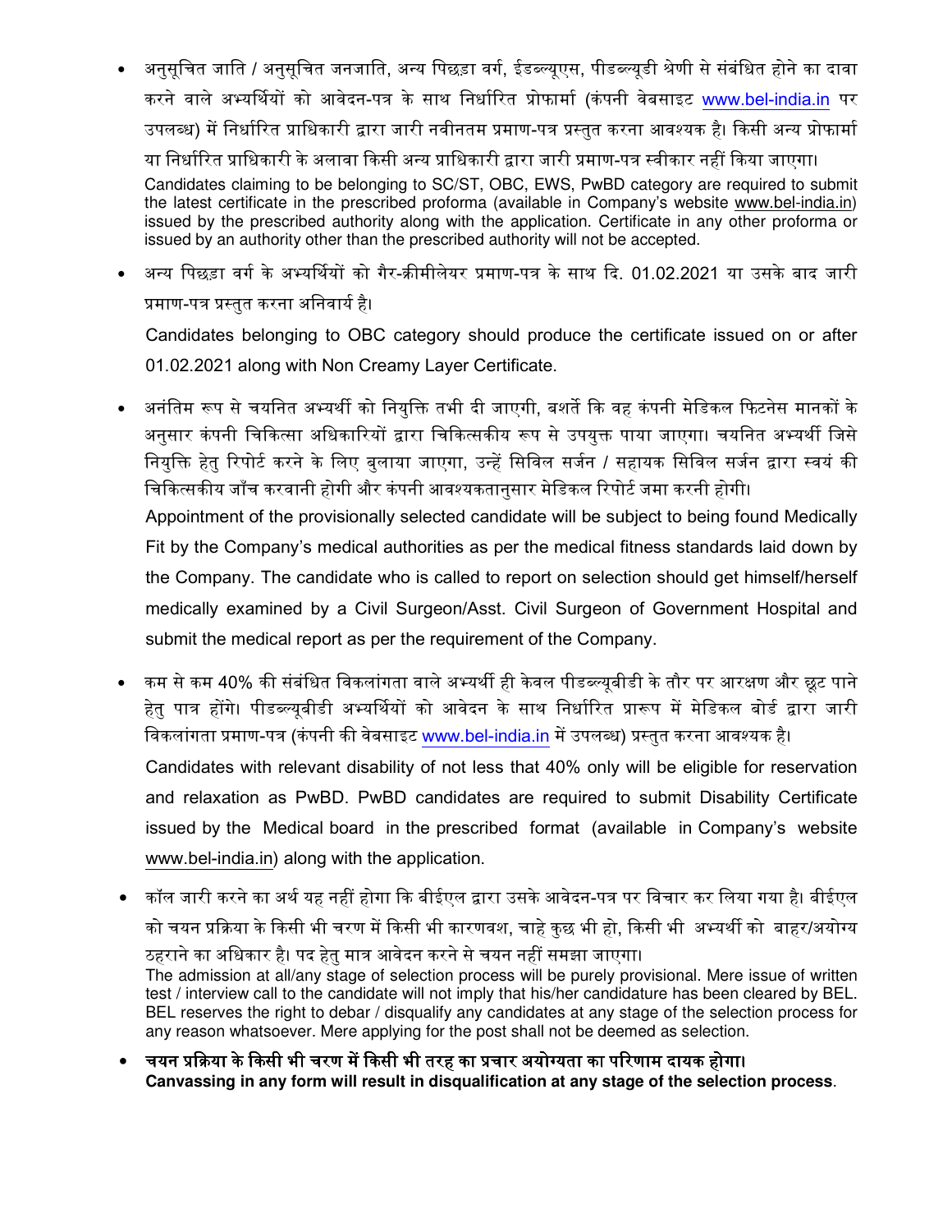- अनुसूचित जाति / अनुसूचित जनजाति, अन्य पिछड़ा वर्ग, ईडब्ल्यूएस, पीडब्ल्यूडी श्रेणी से संबंधित होने का दावा करने वाले अभ्यर्थियों को आवेदन-पत्र के साथ निर्धारित प्रोफ़ार्मा (कंपनी वेबसाइट www.bel-india.in पर उपलब्ध) में निर्धारित प्राधिकारी द्वारा जारी नवीनतम प्रमाण-पत्र प्रस्तुत करना आवश्यक है। किसी अन्य प्रोफ़ार्मा या निर्धारित प्राधिकारी के अलावा किसी अन्य प्राधिकारी द्वारा जारी प्रमाण-पत्र स्वीकार नहीं किया जाएगा।
  Candidates claiming to be belonging to SC/ST, OBC, EWS, PwBD category are required to submit the latest certificate in the prescribed proforma (available in Company's website www.bel-india.in) issued by the prescribed authority along with the application. Certificate in any other proforma or issued by an authority other than the prescribed authority will not be accepted.

- अन्य पिछड़ा वर्ग के अभ्यर्थियों को गैर-क्रीमीलेयर प्रमाण-पत्र के साथ दि. 01.02.2021 या उसके बाद जारी प्रमाण-पत्र प्रस्तुत करना अनिवार्य है।

  Candidates belonging to OBC category should produce the certificate issued on or after 01.02.2021 along with Non Creamy Layer Certificate.

- अनंतिम रूप से चयनित अभ्यर्थी को नियुक्ति तभी दी जाएगी, बशर्ते कि वह कंपनी मेडिकल फिटनेस मानकों के अनुसार कंपनी चिकित्सा अधिकारियों द्वारा चिकित्सकीय रूप से उपयुक्त पाया जाएगा। चयनित अभ्यर्थी जिसे नियुक्ति हेतु रिपोर्ट करने के लिए बुलाया जाएगा, उन्हें सिविल सर्जन / सहायक सिविल सर्जन द्वारा स्वयं की चिकित्सकीय जाँच करवानी होगी और कंपनी आवश्यकतानुसार मेडिकल रिपोर्ट जमा करनी होगी।
  Appointment of the provisionally selected candidate will be subject to being found Medically Fit by the Company's medical authorities as per the medical fitness standards laid down by the Company. The candidate who is called to report on selection should get himself/herself medically examined by a Civil Surgeon/Asst. Civil Surgeon of Government Hospital and submit the medical report as per the requirement of the Company.

- कम से कम 40% की संबंधित विकलांगता वाले अभ्यर्थी ही केवल पीडब्ल्यूबीडी के तौर पर आरक्षण और छूट पाने हेतु पात्र होंगे। पीडब्ल्यूबीडी अभ्यर्थियों को आवेदन के साथ निर्धारित प्रारूप में मेडिकल बोर्ड द्वारा जारी विकलांगता प्रमाण-पत्र (कंपनी की वेबसाइट www.bel-india.in में उपलब्ध) प्रस्तुत करना आवश्यक है।
  Candidates with relevant disability of not less that 40% only will be eligible for reservation and relaxation as PwBD. PwBD candidates are required to submit Disability Certificate issued by the Medical board in the prescribed format (available in Company's website www.bel-india.in) along with the application.

- कॉल जारी करने का अर्थ यह नहीं होगा कि बीईएल द्वारा उसके आवेदन-पत्र पर विचार कर लिया गया है। बीईएल को चयन प्रक्रिया के किसी भी चरण में किसी भी कारणवश, चाहे कुछ भी हो, किसी भी अभ्यर्थी को बाहर/अयोग्य ठहराने का अधिकार है। पद हेतु मात्र आवेदन करने से चयन नहीं समझा जाएगा।
  The admission at all/any stage of selection process will be purely provisional. Mere issue of written test / interview call to the candidate will not imply that his/her candidature has been cleared by BEL. BEL reserves the right to debar / disqualify any candidates at any stage of the selection process for any reason whatsoever. Mere applying for the post shall not be deemed as selection.

- **चयन प्रक्रिया के किसी भी चरण में किसी भी तरह का प्रचार अयोग्यता का परिणाम दायक होगा।**
  **Canvassing in any form will result in disqualification at any stage of the selection process**.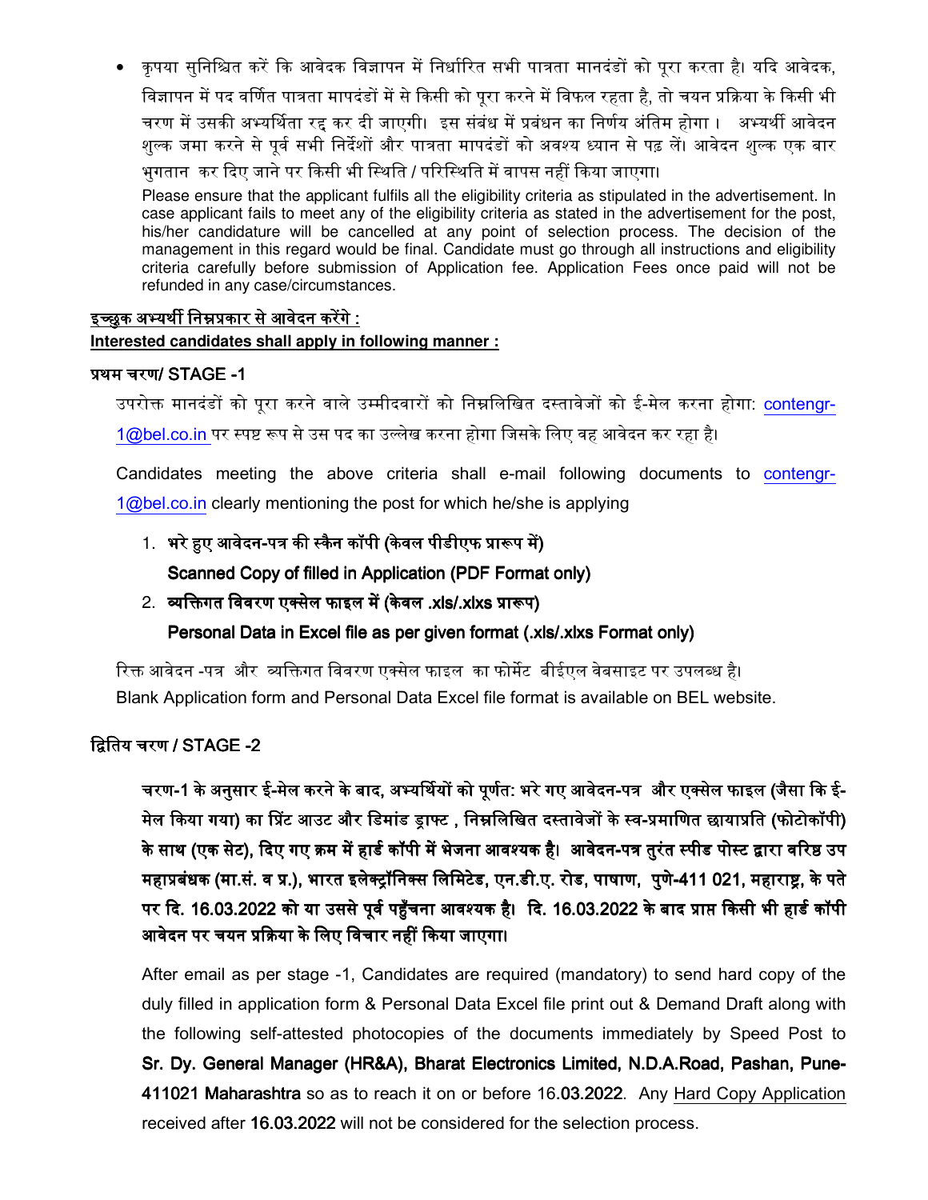- कृपया सुनिश्चित करें कि आवेदक विज्ञापन में निर्धारित सभी पात्रता मानदंडों को पूरा करता है। यदि आवेदक, विज्ञापन में पद वर्णित पात्रता मापदंडों में से किसी को पूरा करने में विफल रहता है, तो चयन प्रक्रिया के किसी भी चरण में उसकी अभ्यर्थिता रद्द कर दी जाएगी। इस संबंध में प्रबंधन का निर्णय अंतिम होगा। अभ्यर्थी आवेदन शुल्क जमा करने से पूर्व सभी निर्देशों और पात्रता मापदंडों को अवश्य ध्यान से पढ़ लें। आवेदन शुल्क एक बार भुगतान कर दिए जाने पर किसी भी स्थिति / परिस्थिति में वापस नहीं किया जाएगा।

  Please ensure that the applicant fulfils all the eligibility criteria as stipulated in the advertisement. In case applicant fails to meet any of the eligibility criteria as stated in the advertisement for the post, his/her candidature will be cancelled at any point of selection process. The decision of the management in this regard would be final. Candidate must go through all instructions and eligibility criteria carefully before submission of Application fee. Application Fees once paid will not be refunded in any case/circumstances.

**इच्छुक अभ्यर्थी निम्नप्रकार से आवेदन करेंगे :**

**Interested candidates shall apply in following manner :**

**प्रथम चरण/ STAGE -1**

उपरोक्त मानदंडों को पूरा करने वाले उम्मीदवारों को निम्नलिखित दस्तावेजों को ई-मेल करना होगा: contengr-1@bel.co.in पर स्पष्ट रूप से उस पद का उल्लेख करना होगा जिसके लिए वह आवेदन कर रहा है।

Candidates meeting the above criteria shall e-mail following documents to contengr-1@bel.co.in clearly mentioning the post for which he/she is applying

1. **भरे हुए आवेदन-पत्र की स्कैन कॉपी (केवल पीडीएफ प्रारूप में)**
   **Scanned Copy of filled in Application (PDF Format only)**
2. **व्यक्तिगत विवरण एक्सेल फाइल में (केवल .xls/.xlxs प्रारूप)**
   **Personal Data in Excel file as per given format (.xls/.xlxs Format only)**

रिक्त आवेदन -पत्र और व्यक्तिगत विवरण एक्सेल फाइल का फोर्मेट बीईएल वेबसाइट पर उपलब्ध है।
Blank Application form and Personal Data Excel file format is available on BEL website.

**द्वितिय चरण / STAGE -2**

**चरण-1 के अनुसार ई-मेल करने के बाद, अभ्यर्थियों को पूर्णत: भरे गए आवेदन-पत्र और एक्सेल फाइल (जैसा कि ई-मेल किया गया) का प्रिंट आउट और डिमांड ड्राफ्ट , निम्नलिखित दस्तावेजों के स्व-प्रमाणित छायाप्रति (फोटोकॉपी) के साथ (एक सेट), दिए गए क्रम में हार्ड कॉपी में भेजना आवश्यक है। आवेदन-पत्र तुरंत स्पीड पोस्ट द्वारा वरिष्ठ उप महाप्रबंधक (मा.सं. व प्र.), भारत इलेक्ट्रॉनिक्स लिमिटेड, एन.डी.ए. रोड, पाषाण, पुणे-411 021, महाराष्ट्र, के पते पर दि. 16.03.2022 को या उससे पूर्व पहुँचना आवश्यक है। दि. 16.03.2022 के बाद प्राप्त किसी भी हार्ड कॉपी आवेदन पर चयन प्रक्रिया के लिए विचार नहीं किया जाएगा।**

After email as per stage -1, Candidates are required (mandatory) to send hard copy of the duly filled in application form & Personal Data Excel file print out & Demand Draft along with the following self-attested photocopies of the documents immediately by Speed Post to **Sr. Dy. General Manager (HR&A), Bharat Electronics Limited, N.D.A.Road, Pashan, Pune-411021 Maharashtra** so as to reach it on or before 16.**03.2022**. Any Hard Copy Application received after **16.03.2022** will not be considered for the selection process.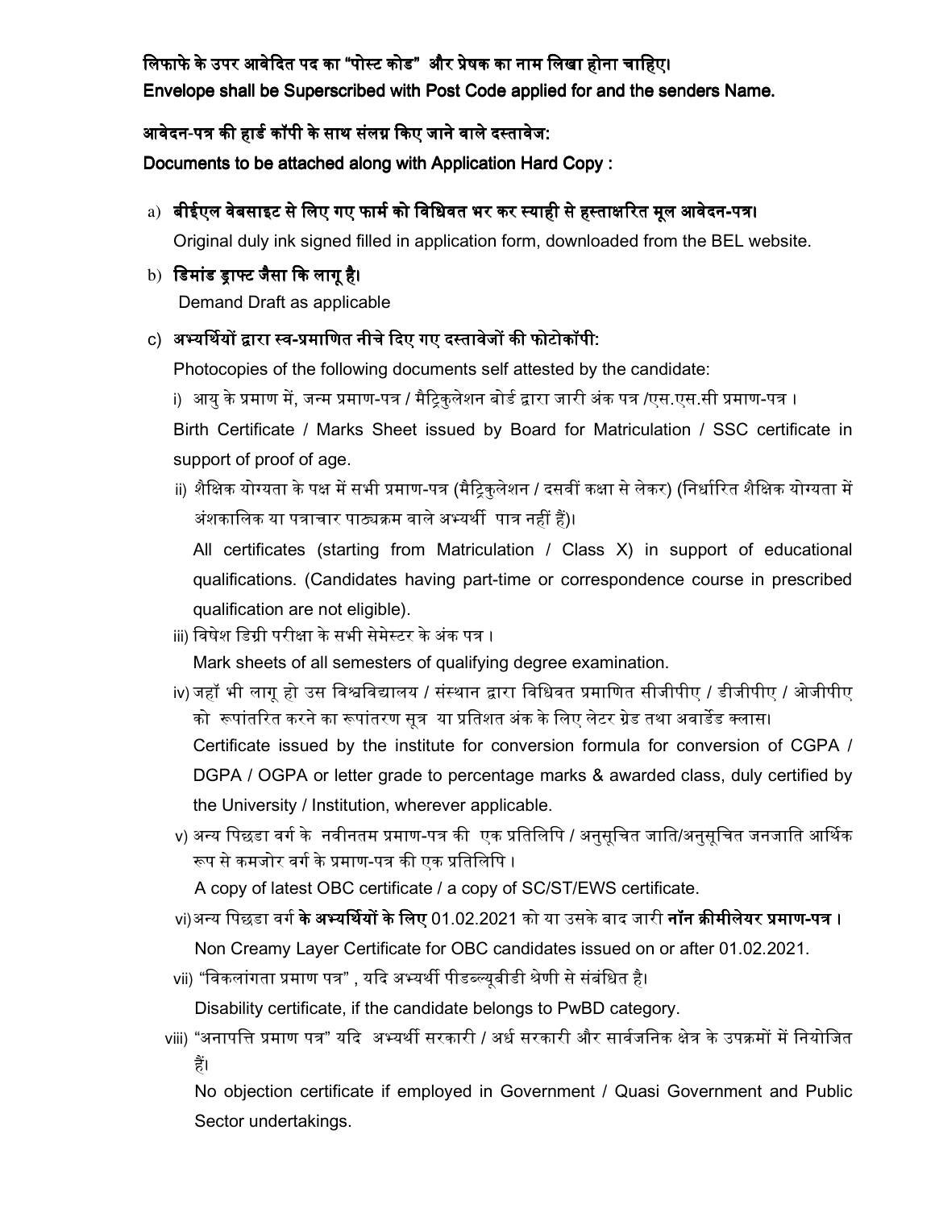**लिफाफे के उपर आवेदित पद का "पोस्ट कोड" और प्रेषक का नाम लिखा होना चाहिए।**

**Envelope shall be Superscribed with Post Code applied for and the senders Name.**

**आवेदन-पत्र की हार्ड कॉपी के साथ संलग्न किए जाने वाले दस्तावेज:**

**Documents to be attached along with Application Hard Copy :**

a) **बीईएल वेबसाइट से लिए गए फार्म को विधिवत भर कर स्याही से हस्ताक्षरित मूल आवेदन-पत्र।**
   Original duly ink signed filled in application form, downloaded from the BEL website.

b) **डिमांड ड्राफ्ट जैसा कि लागू है।**
   Demand Draft as applicable

c) **अभ्यर्थियों द्वारा स्व-प्रमाणित नीचे दिए गए दस्तावेजों की फोटोकॉपी:**
   Photocopies of the following documents self attested by the candidate:

   i) आयु के प्रमाण में, जन्म प्रमाण-पत्र / मैट्रिकुलेशन बोर्ड द्वारा जारी अंक पत्र /एस.एस.सी प्रमाण-पत्र ।
   Birth Certificate / Marks Sheet issued by Board for Matriculation / SSC certificate in support of proof of age.

   ii) शैक्षिक योग्यता के पक्ष में सभी प्रमाण-पत्र (मैट्रिकुलेशन / दसवीं कक्षा से लेकर) (निर्धारित शैक्षिक योग्यता में अंशकालिक या पत्राचार पाठ्यक्रम वाले अभ्यर्थी पात्र नहीं हैं)।
   All certificates (starting from Matriculation / Class X) in support of educational qualifications. (Candidates having part-time or correspondence course in prescribed qualification are not eligible).

   iii) विषेश डिग्री परीक्षा के सभी सेमेस्टर के अंक पत्र ।
   Mark sheets of all semesters of qualifying degree examination.

   iv) जहाँ भी लागू हो उस विश्वविद्यालय / संस्थान द्वारा विधिवत प्रमाणित सीजीपीए / डीजीपीए / ओजीपीए को रूपांतरित करने का रूपांतरण सूत्र या प्रतिशत अंक के लिए लेटर ग्रेड तथा अवार्डेड क्लास।
   Certificate issued by the institute for conversion formula for conversion of CGPA / DGPA / OGPA or letter grade to percentage marks & awarded class, duly certified by the University / Institution, wherever applicable.

   v) अन्य पिछडा वर्ग के नवीनतम प्रमाण-पत्र की एक प्रतिलिपि / अनुसूचित जाति/अनुसूचित जनजाति आर्थिक रूप से कमजोर वर्ग के प्रमाण-पत्र की एक प्रतिलिपि ।
   A copy of latest OBC certificate / a copy of SC/ST/EWS certificate.

   vi) अन्य पिछडा वर्ग **के अभ्यर्थियों के लिए** 01.02.2021 को या उसके बाद जारी **नॉन क्रीमीलेयर प्रमाण-पत्र ।**
   Non Creamy Layer Certificate for OBC candidates issued on or after 01.02.2021.

   vii) "विकलांगता प्रमाण पत्र" , यदि अभ्यर्थी पीडब्ल्यूबीडी श्रेणी से संबंधित है।
   Disability certificate, if the candidate belongs to PwBD category.

   viii) "अनापत्ति प्रमाण पत्र" यदि अभ्यर्थी सरकारी / अर्ध सरकारी और सार्वजनिक क्षेत्र के उपक्रमों में नियोजित हैं।
   No objection certificate if employed in Government / Quasi Government and Public Sector undertakings.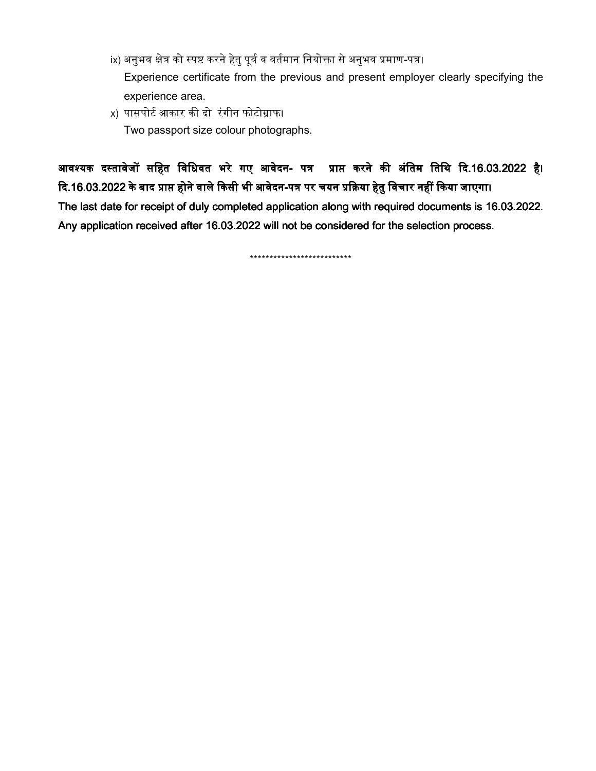ix) अनुभव क्षेत्र को स्पष्ट करने हेतु पूर्व व वर्तमान नियोक्ता से अनुभव प्रमाण-पत्र।
    Experience certificate from the previous and present employer clearly specifying the experience area.

x) पासपोर्ट आकार की दो रंगीन फोटोग्राफ।
    Two passport size colour photographs.

**आवश्यक दस्तावेजों सहित विधिवत भरे गए आवेदन- पत्र प्राप्त करने की अंतिम तिथि दि.16.03.2022 है। दि.16.03.2022 के बाद प्राप्त होने वाले किसी भी आवेदन-पत्र पर चयन प्रक्रिया हेतु विचार नहीं किया जाएगा।**

**The last date for receipt of duly completed application along with required documents is 16.03.2022. Any application received after 16.03.2022 will not be considered for the selection process.**

**************************